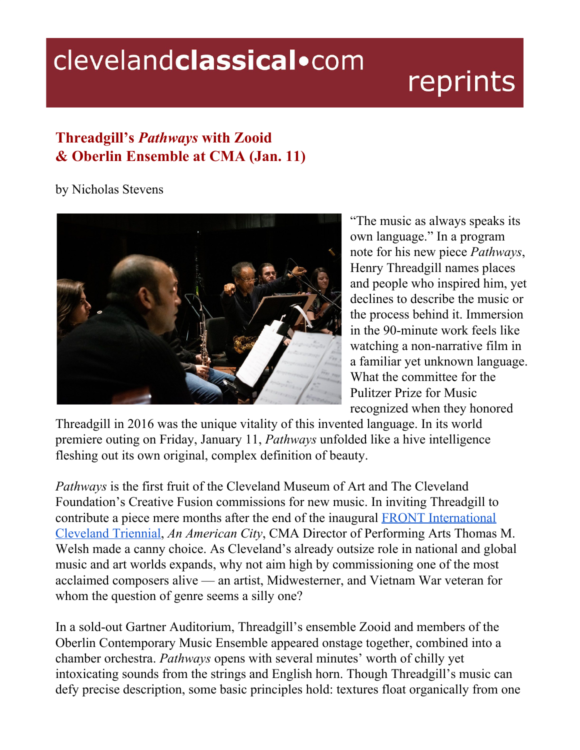# clevelandclassical•com reprints

## Threadgill's *Pathways* with Zooid & Oberlin Ensemble at CMA (Jan. 11)

by Nicholas Stevens

"The music as always speaks its own language." In a program note for his new piece *Pathways*, Henry Threadgill names places and people who inspired him, yet declines to describe the music or the process behind it. Immersion in the 90-minute work feels like watching a non-narrative film in a familiar yet unknown language. What the committee for the Pulitzer Prize for Music recognized when they honored Threadgill in 2016 was the unique vitality of this invented language. In its world premiere outing on Friday, January 11, *Pathways* unfolded like a hive intelligence fleshing out its own original, complex definition of beauty.

*Pathways* is the first fruit of the Cleveland Museum of Art and The Cleveland Foundation's Creative Fusion commissions for new music. In inviting Threadgill to contribute a piece mere months after the end of the inaugural FRONT International Cleveland Triennial, *An American City*, CMA Director of Performing Arts Thomas M. Welsh made a canny choice. As Cleveland's already outsize role in national and global music and art worlds expands, why not aim high by commissioning one of the most acclaimed composers alive — an artist, Midwesterner, and Vietnam War veteran for whom the question of genre seems a silly one?

In a sold-out Gartner Auditorium, Threadgill's ensemble Zooid and members of the Oberlin Contemporary Music Ensemble appeared onstage together, combined into a chamber orchestra. *Pathways* opens with several minutes' worth of chilly yet intoxicating sounds from the strings and English horn. Though Threadgill's music can defy precise description, some basic principles hold: textures float organically from one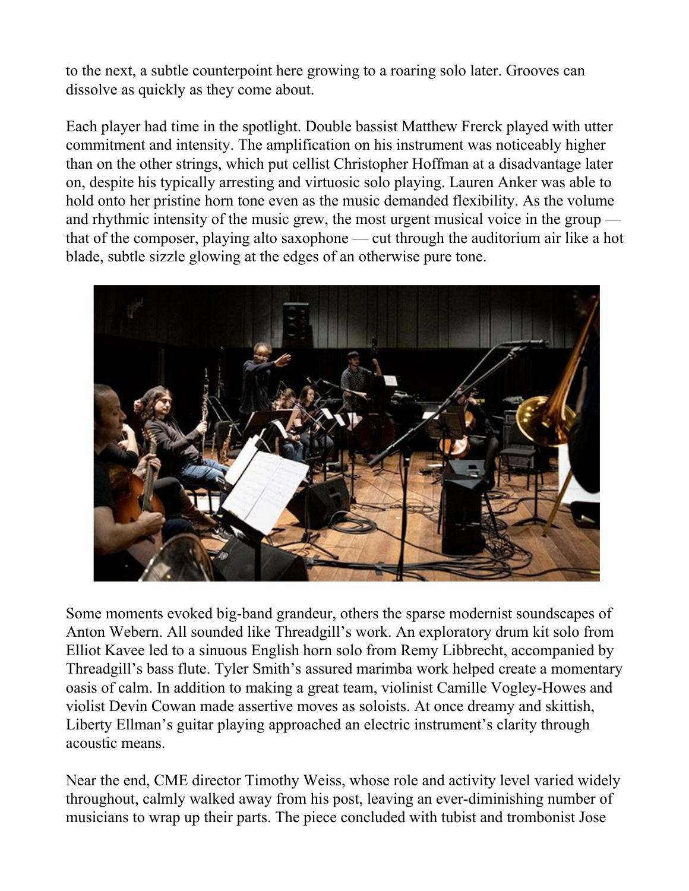to the next, a subtle counterpoint here growing to a roaring solo later. Grooves can dissolve as quickly as they come about.

Each player had time in the spotlight. Double bassist Matthew Frerck played with utter commitment and intensity. The amplification on his instrument was noticeably higher than on the other strings, which put cellist Christopher Hoffman at a disadvantage later on, despite his typically arresting and virtuosic solo playing. Lauren Anker was able to hold onto her pristine horn tone even as the music demanded flexibility. As the volume and rhythmic intensity of the music grew, the most urgent musical voice in the group — that of the composer, playing alto saxophone — cut through the auditorium air like a hot blade, subtle sizzle glowing at the edges of an otherwise pure tone.

Some moments evoked big-band grandeur, others the sparse modernist soundscapes of Anton Webern. All sounded like Threadgill's work. An exploratory drum kit solo from Elliot Kavee led to a sinuous English horn solo from Remy Libbrecht, accompanied by Threadgill's bass flute. Tyler Smith's assured marimba work helped create a momentary oasis of calm. In addition to making a great team, violinist Camille Vogley-Howes and violist Devin Cowan made assertive moves as soloists. At once dreamy and skittish, Liberty Ellman's guitar playing approached an electric instrument's clarity through acoustic means.

Near the end, CME director Timothy Weiss, whose role and activity level varied widely throughout, calmly walked away from his post, leaving an ever-diminishing number of musicians to wrap up their parts. The piece concluded with tubist and trombonist Jose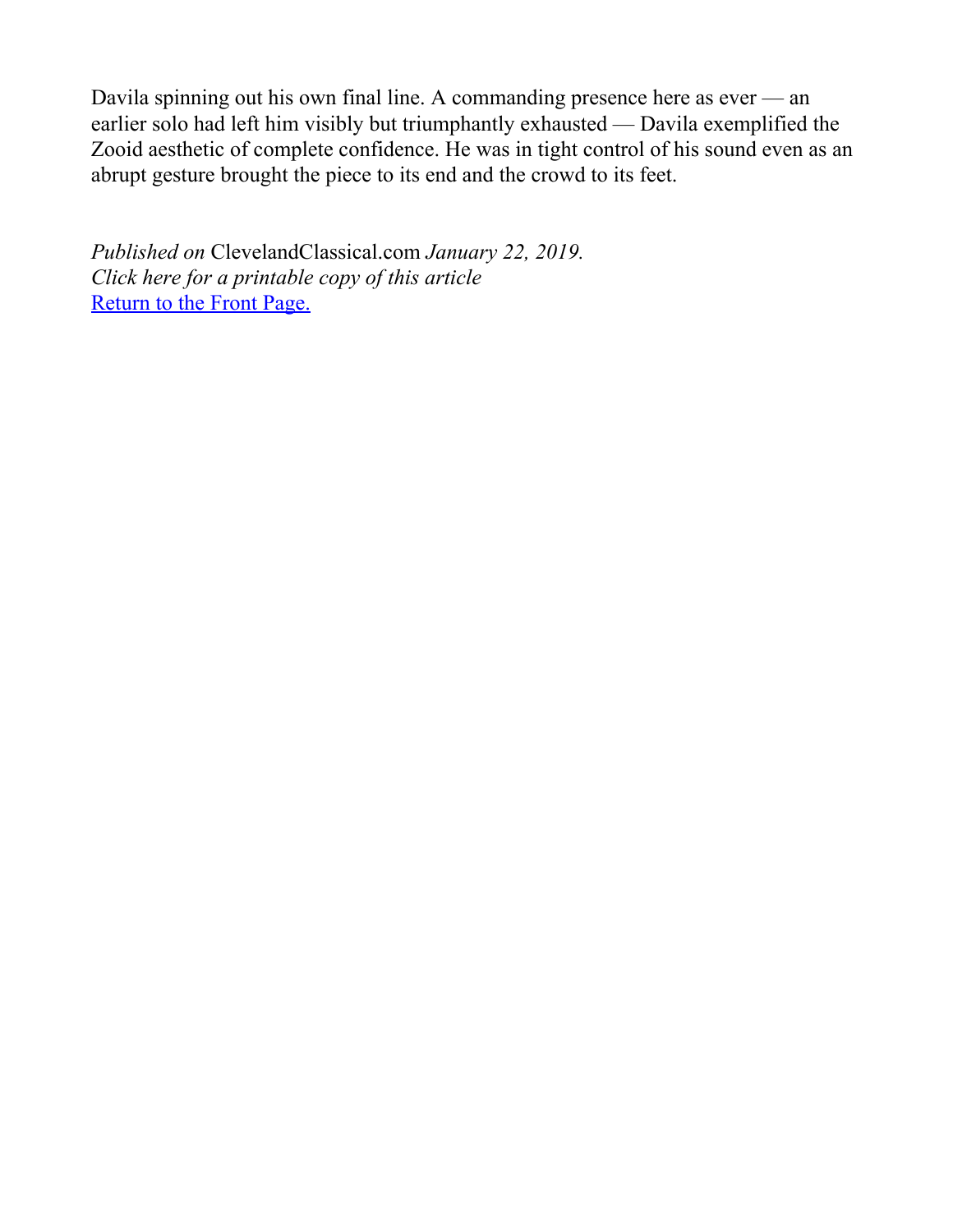Davila spinning out his own final line. A commanding presence here as ever — an earlier solo had left him visibly but triumphantly exhausted — Davila exemplified the Zooid aesthetic of complete confidence. He was in tight control of his sound even as an abrupt gesture brought the piece to its end and the crowd to its feet.

*Published on* ClevelandClassical.com *January 22, 2019.*
*Click here for a printable copy of this article*
Return to the Front Page.